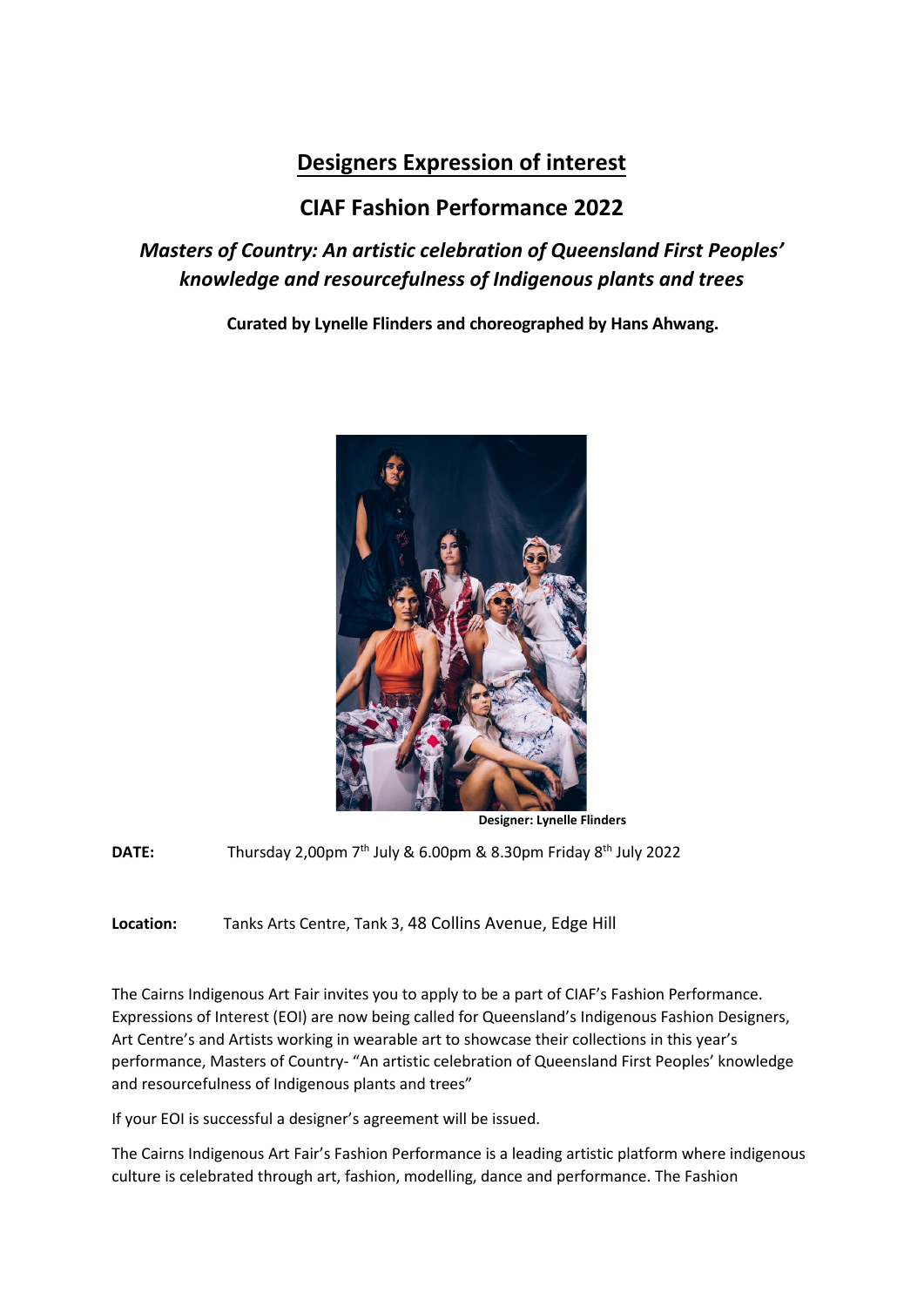# Designers Expression of interest

## CIAF Fashion Performance 2022

### *Masters of Country: An artistic celebration of Queensland First Peoples' knowledge and resourcefulness of Indigenous plants and trees*

**Curated by Lynelle Flinders and choreographed by Hans Ahwang.**

**Designer: Lynelle Flinders**

**DATE:** Thursday 2,00pm 7th July & 6.00pm & 8.30pm Friday 8th July 2022

**Location:** Tanks Arts Centre, Tank 3, 48 Collins Avenue, Edge Hill

The Cairns Indigenous Art Fair invites you to apply to be a part of CIAF's Fashion Performance. Expressions of Interest (EOI) are now being called for Queensland's Indigenous Fashion Designers, Art Centre's and Artists working in wearable art to showcase their collections in this year's performance, Masters of Country- "An artistic celebration of Queensland First Peoples' knowledge and resourcefulness of Indigenous plants and trees"

If your EOI is successful a designer's agreement will be issued.

The Cairns Indigenous Art Fair's Fashion Performance is a leading artistic platform where indigenous culture is celebrated through art, fashion, modelling, dance and performance. The Fashion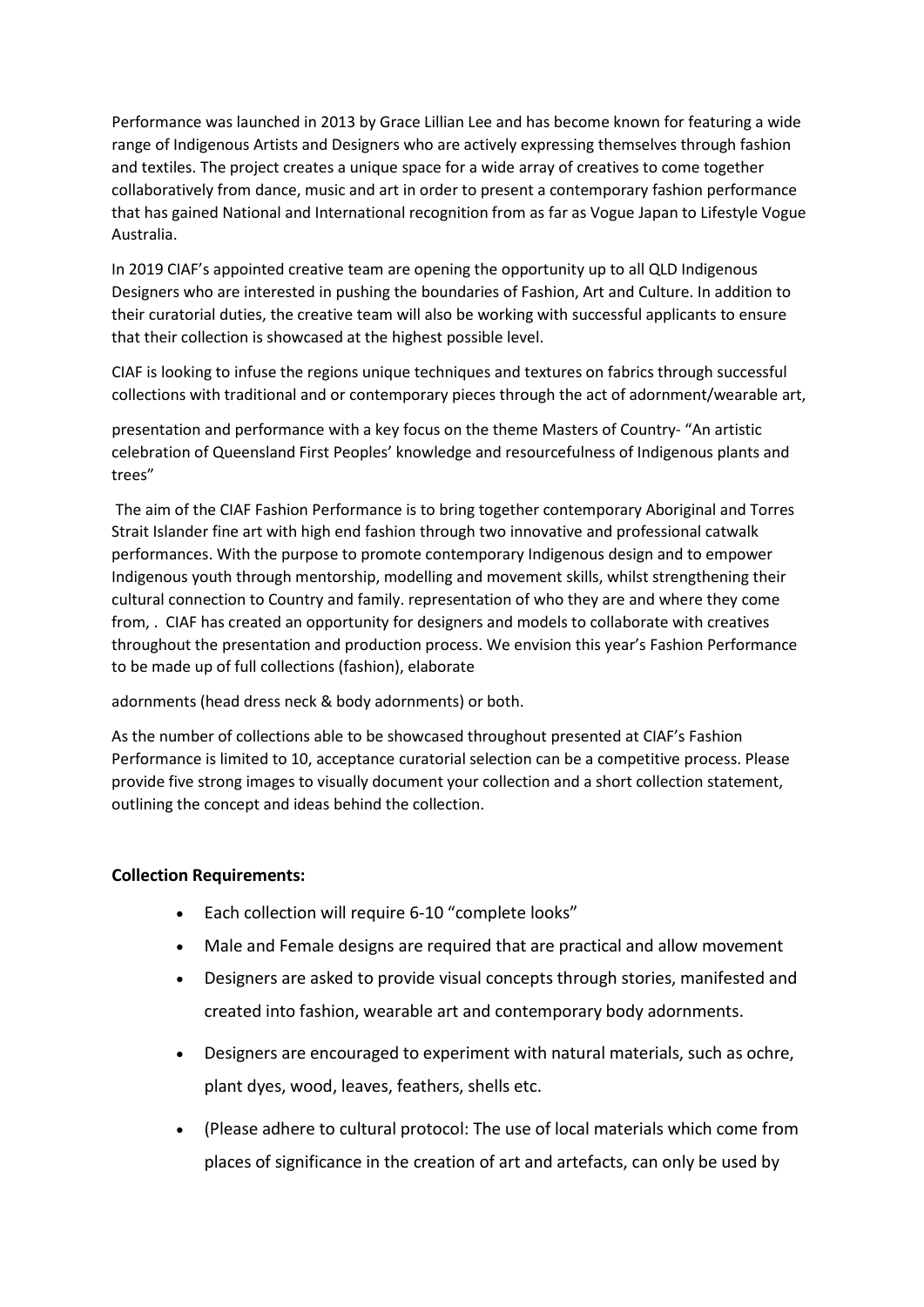Performance was launched in 2013 by Grace Lillian Lee and has become known for featuring a wide range of Indigenous Artists and Designers who are actively expressing themselves through fashion and textiles. The project creates a unique space for a wide array of creatives to come together collaboratively from dance, music and art in order to present a contemporary fashion performance that has gained National and International recognition from as far as Vogue Japan to Lifestyle Vogue Australia.

In 2019 CIAF's appointed creative team are opening the opportunity up to all QLD Indigenous Designers who are interested in pushing the boundaries of Fashion, Art and Culture. In addition to their curatorial duties, the creative team will also be working with successful applicants to ensure that their collection is showcased at the highest possible level.

CIAF is looking to infuse the regions unique techniques and textures on fabrics through successful collections with traditional and or contemporary pieces through the act of adornment/wearable art,

presentation and performance with a key focus on the theme Masters of Country- "An artistic celebration of Queensland First Peoples' knowledge and resourcefulness of Indigenous plants and trees"

The aim of the CIAF Fashion Performance is to bring together contemporary Aboriginal and Torres Strait Islander fine art with high end fashion through two innovative and professional catwalk performances. With the purpose to promote contemporary Indigenous design and to empower Indigenous youth through mentorship, modelling and movement skills, whilst strengthening their cultural connection to Country and family. representation of who they are and where they come from, . CIAF has created an opportunity for designers and models to collaborate with creatives throughout the presentation and production process. We envision this year's Fashion Performance to be made up of full collections (fashion), elaborate

adornments (head dress neck & body adornments) or both.

As the number of collections able to be showcased throughout presented at CIAF's Fashion Performance is limited to 10, acceptance curatorial selection can be a competitive process. Please provide five strong images to visually document your collection and a short collection statement, outlining the concept and ideas behind the collection.

**Collection Requirements:**

- Each collection will require 6-10 "complete looks"
- Male and Female designs are required that are practical and allow movement
- Designers are asked to provide visual concepts through stories, manifested and created into fashion, wearable art and contemporary body adornments.
- Designers are encouraged to experiment with natural materials, such as ochre, plant dyes, wood, leaves, feathers, shells etc.
- (Please adhere to cultural protocol: The use of local materials which come from places of significance in the creation of art and artefacts, can only be used by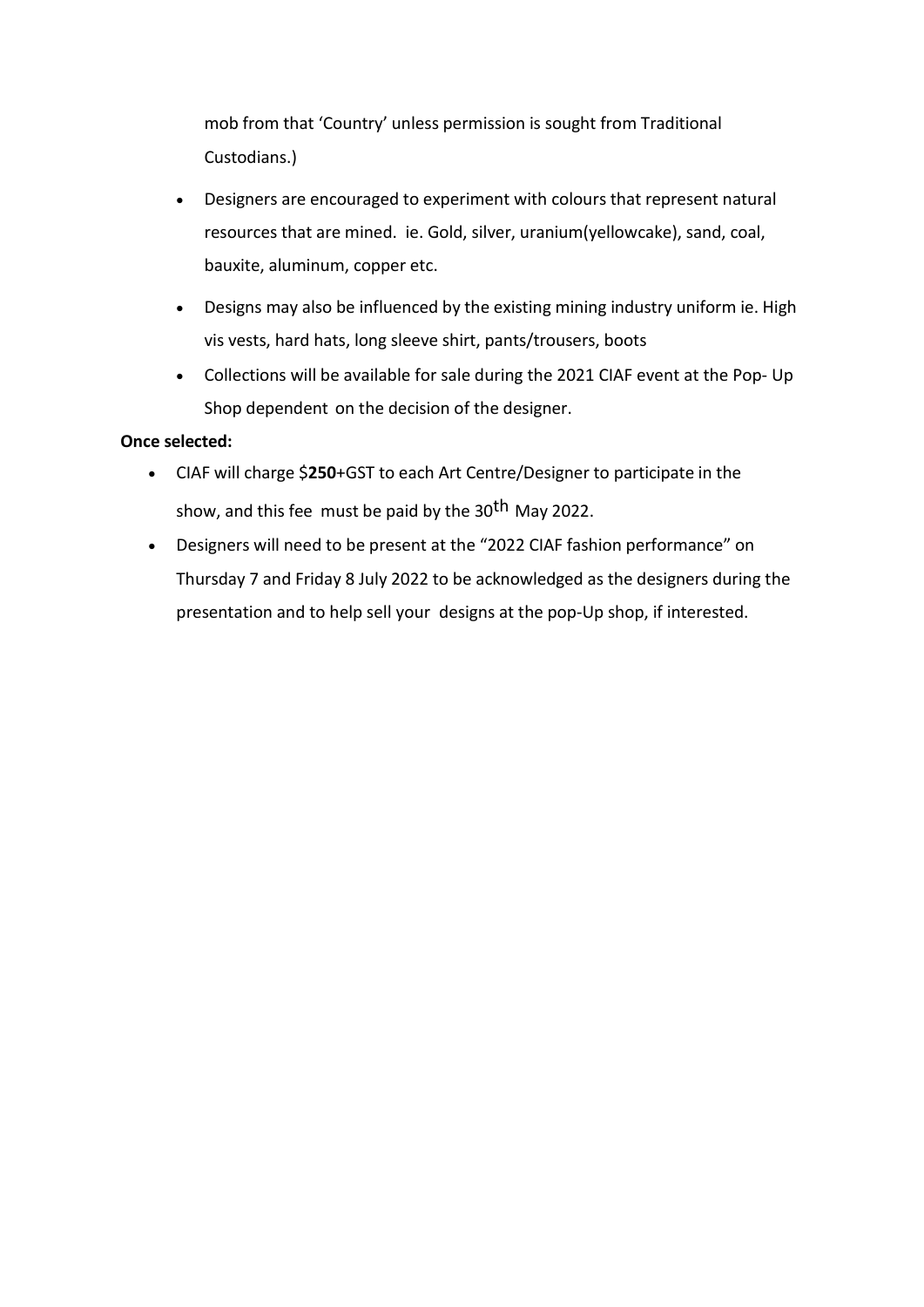mob from that 'Country' unless permission is sought from Traditional Custodians.)

- Designers are encouraged to experiment with colours that represent natural resources that are mined. ie. Gold, silver, uranium(yellowcake), sand, coal, bauxite, aluminum, copper etc.
- Designs may also be influenced by the existing mining industry uniform ie. High vis vests, hard hats, long sleeve shirt, pants/trousers, boots
- Collections will be available for sale during the 2021 CIAF event at the Pop- Up Shop dependent on the decision of the designer.

**Once selected:**

- CIAF will charge $**250**+GST to each Art Centre/Designer to participate in the show, and this fee must be paid by the 30th May 2022.
- Designers will need to be present at the "2022 CIAF fashion performance" on Thursday 7 and Friday 8 July 2022 to be acknowledged as the designers during the presentation and to help sell your designs at the pop-Up shop, if interested.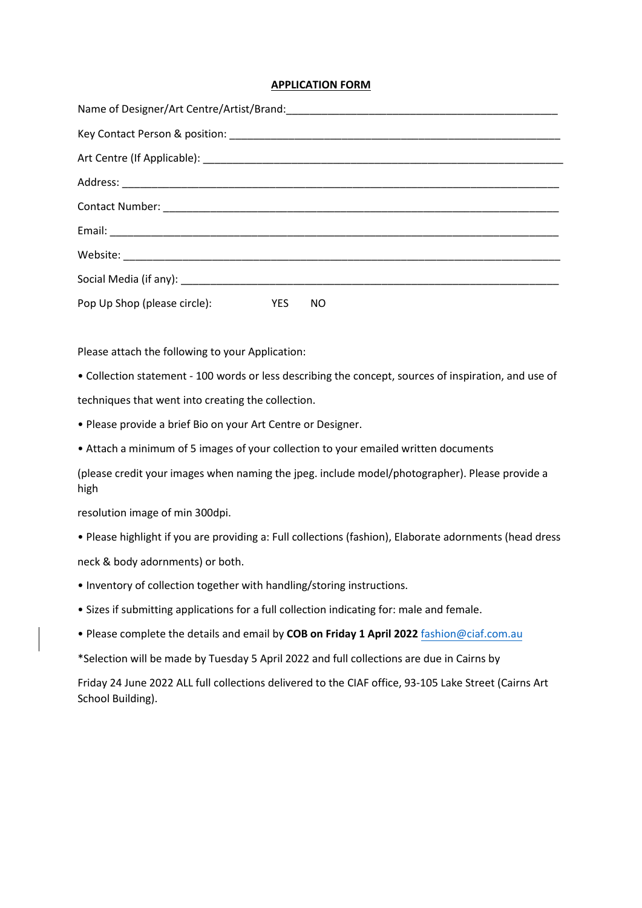## APPLICATION FORM

Name of Designer/Art Centre/Artist/Brand:_______________________________________________

Key Contact Person & position: _________________________________________________________

Art Centre (If Applicable): ______________________________________________________________

Address: ____________________________________________________________________________

Contact Number: _____________________________________________________________________

Email: ______________________________________________________________________________

Website: ____________________________________________________________________________

Social Media (if any): _________________________________________________________________

Pop Up Shop (please circle): YES NO

Please attach the following to your Application:

- Collection statement - 100 words or less describing the concept, sources of inspiration, and use of techniques that went into creating the collection.
- Please provide a brief Bio on your Art Centre or Designer.
- Attach a minimum of 5 images of your collection to your emailed written documents (please credit your images when naming the jpeg. include model/photographer). Please provide a high resolution image of min 300dpi.
- Please highlight if you are providing a: Full collections (fashion), Elaborate adornments (head dress neck & body adornments) or both.
- Inventory of collection together with handling/storing instructions.
- Sizes if submitting applications for a full collection indicating for: male and female.
- Please complete the details and email by **COB on Friday 1 April 2022** fashion@ciaf.com.au

*Selection will be made by Tuesday 5 April 2022 and full collections are due in Cairns by Friday 24 June 2022 ALL full collections delivered to the CIAF office, 93-105 Lake Street (Cairns Art School Building).